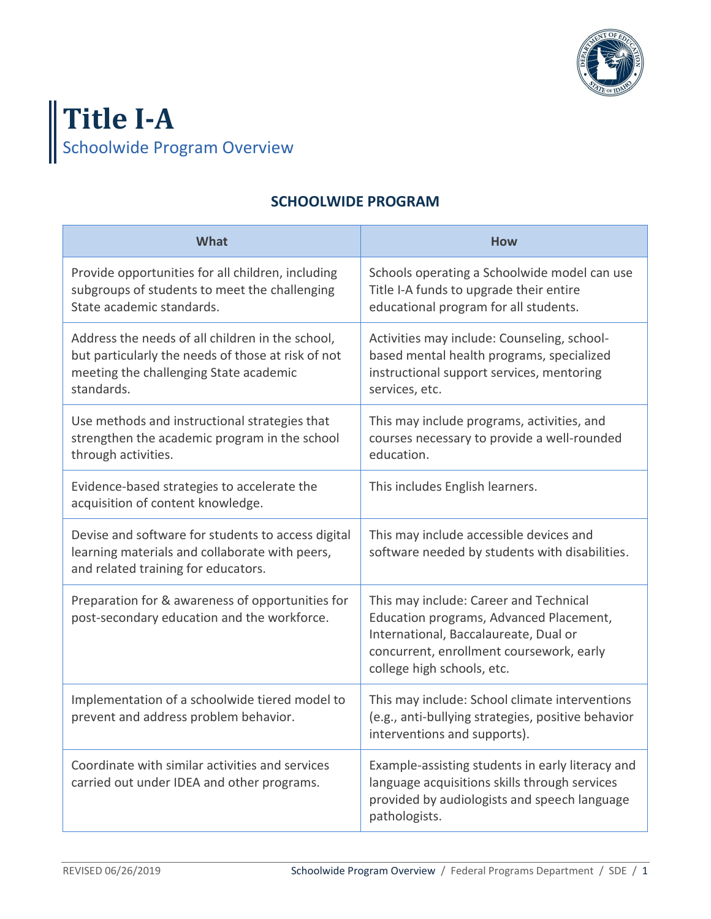# Title I-A

## Schoolwide Program Overview

### SCHOOLWIDE PROGRAM

| What | How |
|---|---|
| Provide opportunities for all children, including subgroups of students to meet the challenging State academic standards. | Schools operating a Schoolwide model can use Title I-A funds to upgrade their entire educational program for all students. |
| Address the needs of all children in the school, but particularly the needs of those at risk of not meeting the challenging State academic standards. | Activities may include: Counseling, school-based mental health programs, specialized instructional support services, mentoring services, etc. |
| Use methods and instructional strategies that strengthen the academic program in the school through activities. | This may include programs, activities, and courses necessary to provide a well-rounded education. |
| Evidence-based strategies to accelerate the acquisition of content knowledge. | This includes English learners. |
| Devise and software for students to access digital learning materials and collaborate with peers, and related training for educators. | This may include accessible devices and software needed by students with disabilities. |
| Preparation for & awareness of opportunities for post-secondary education and the workforce. | This may include: Career and Technical Education programs, Advanced Placement, International, Baccalaureate, Dual or concurrent, enrollment coursework, early college high schools, etc. |
| Implementation of a schoolwide tiered model to prevent and address problem behavior. | This may include: School climate interventions (e.g., anti-bullying strategies, positive behavior interventions and supports). |
| Coordinate with similar activities and services carried out under IDEA and other programs. | Example-assisting students in early literacy and language acquisitions skills through services provided by audiologists and speech language pathologists. |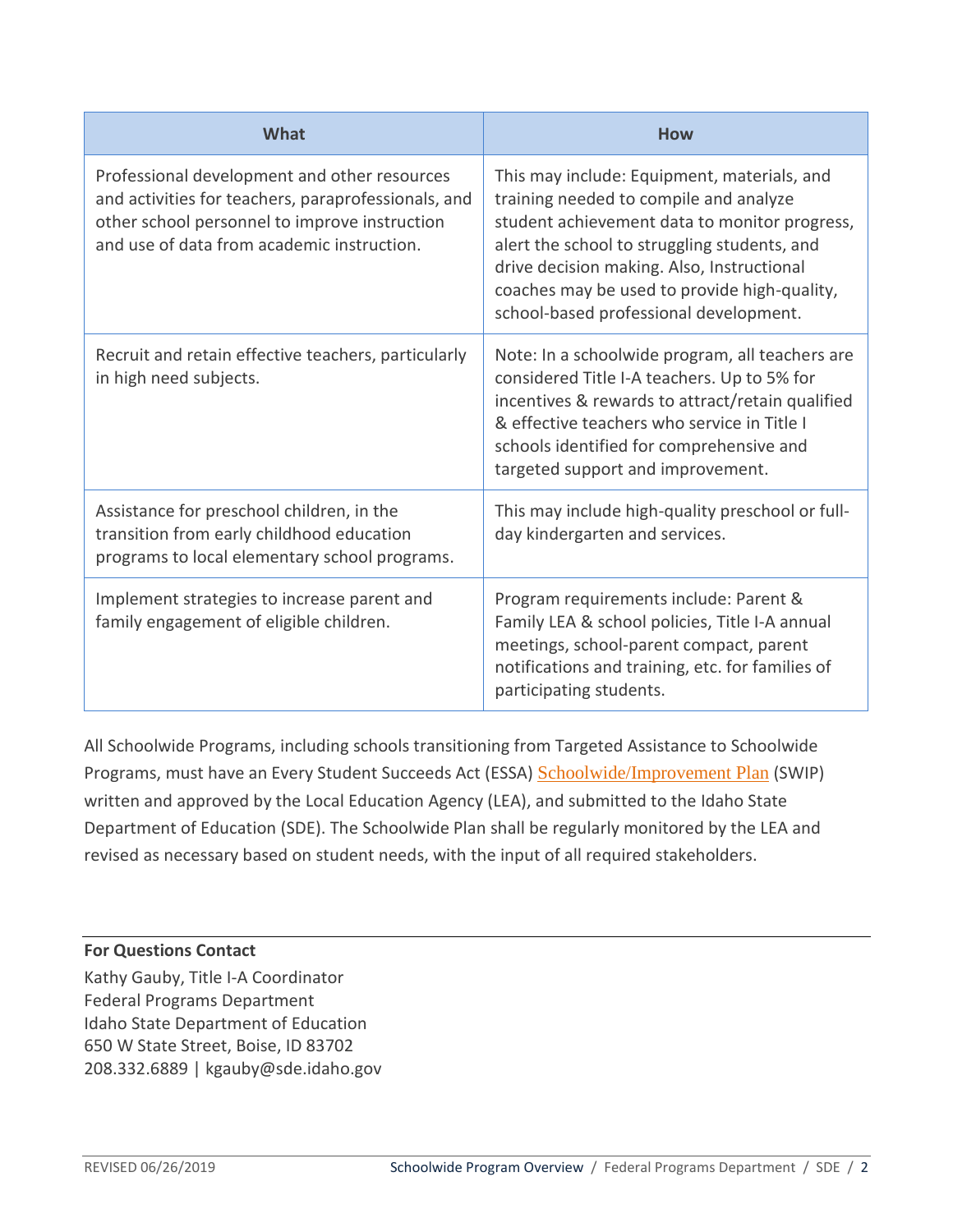| What | How |
|---|---|
| Professional development and other resources and activities for teachers, paraprofessionals, and other school personnel to improve instruction and use of data from academic instruction. | This may include: Equipment, materials, and training needed to compile and analyze student achievement data to monitor progress, alert the school to struggling students, and drive decision making. Also, Instructional coaches may be used to provide high-quality, school-based professional development. |
| Recruit and retain effective teachers, particularly in high need subjects. | Note: In a schoolwide program, all teachers are considered Title I-A teachers. Up to 5% for incentives & rewards to attract/retain qualified & effective teachers who service in Title I schools identified for comprehensive and targeted support and improvement. |
| Assistance for preschool children, in the transition from early childhood education programs to local elementary school programs. | This may include high-quality preschool or full-day kindergarten and services. |
| Implement strategies to increase parent and family engagement of eligible children. | Program requirements include: Parent & Family LEA & school policies, Title I-A annual meetings, school-parent compact, parent notifications and training, etc. for families of participating students. |

All Schoolwide Programs, including schools transitioning from Targeted Assistance to Schoolwide Programs, must have an Every Student Succeeds Act (ESSA) Schoolwide/Improvement Plan (SWIP) written and approved by the Local Education Agency (LEA), and submitted to the Idaho State Department of Education (SDE). The Schoolwide Plan shall be regularly monitored by the LEA and revised as necessary based on student needs, with the input of all required stakeholders.

**For Questions Contact**

Kathy Gauby, Title I-A Coordinator
Federal Programs Department
Idaho State Department of Education
650 W State Street, Boise, ID 83702
208.332.6889 | kgauby@sde.idaho.gov